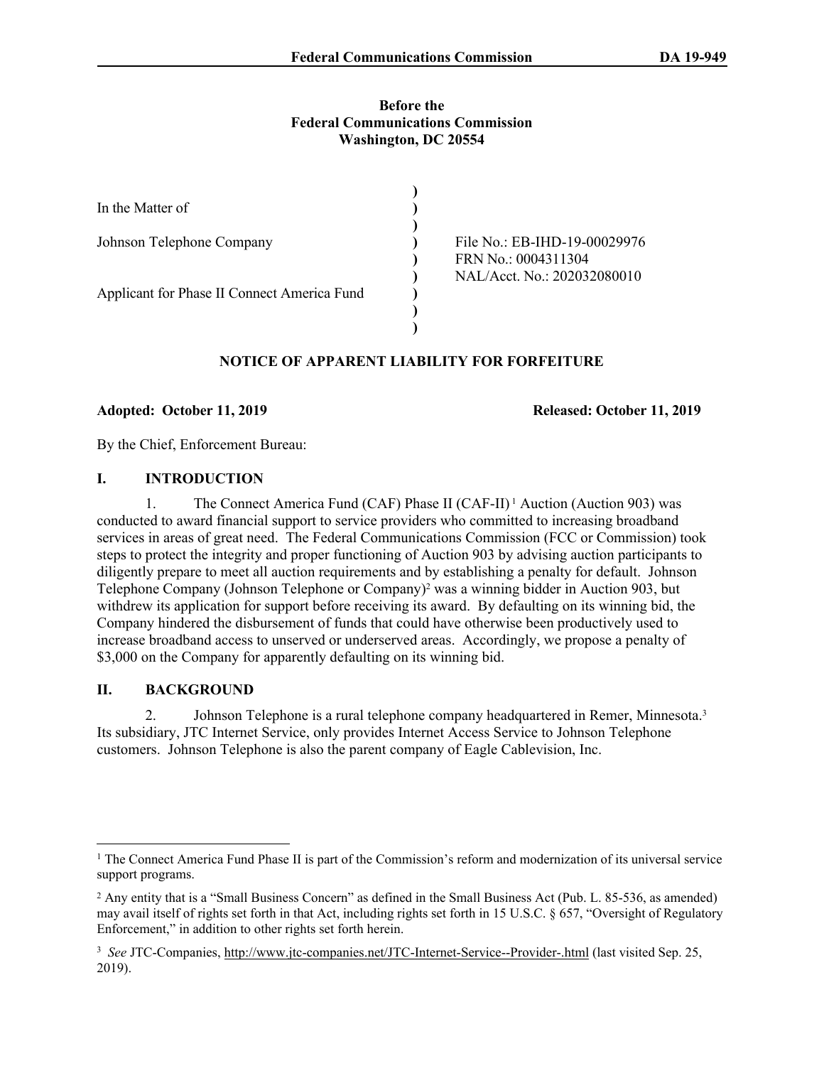**Before the**
**Federal Communications Commission**
**Washington, DC 20554**

| | | |
|---|---|---|
| In the Matter of | ) | |
| | ) | |
| Johnson Telephone Company | ) | File No.: EB-IHD-19-00029976 |
| | ) | FRN No.: 0004311304 |
| | ) | NAL/Acct. No.: 202032080010 |
| Applicant for Phase II Connect America Fund | ) | |
| | ) | |

## NOTICE OF APPARENT LIABILITY FOR FORFEITURE

**Adopted: October 11, 2019** **Released: October 11, 2019**

By the Chief, Enforcement Bureau:

## I. INTRODUCTION

1. The Connect America Fund (CAF) Phase II (CAF-II)[1] Auction (Auction 903) was conducted to award financial support to service providers who committed to increasing broadband services in areas of great need. The Federal Communications Commission (FCC or Commission) took steps to protect the integrity and proper functioning of Auction 903 by advising auction participants to diligently prepare to meet all auction requirements and by establishing a penalty for default. Johnson Telephone Company (Johnson Telephone or Company)[2] was a winning bidder in Auction 903, but withdrew its application for support before receiving its award. By defaulting on its winning bid, the Company hindered the disbursement of funds that could have otherwise been productively used to increase broadband access to unserved or underserved areas. Accordingly, we propose a penalty of $3,000 on the Company for apparently defaulting on its winning bid.

## II. BACKGROUND

2. Johnson Telephone is a rural telephone company headquartered in Remer, Minnesota.[3] Its subsidiary, JTC Internet Service, only provides Internet Access Service to Johnson Telephone customers. Johnson Telephone is also the parent company of Eagle Cablevision, Inc.

---

[1] The Connect America Fund Phase II is part of the Commission's reform and modernization of its universal service support programs.

[2] Any entity that is a "Small Business Concern" as defined in the Small Business Act (Pub. L. 85-536, as amended) may avail itself of rights set forth in that Act, including rights set forth in 15 U.S.C. § 657, "Oversight of Regulatory Enforcement," in addition to other rights set forth herein.

[3] *See* JTC-Companies, http://www.jtc-companies.net/JTC-Internet-Service--Provider-.html (last visited Sep. 25, 2019).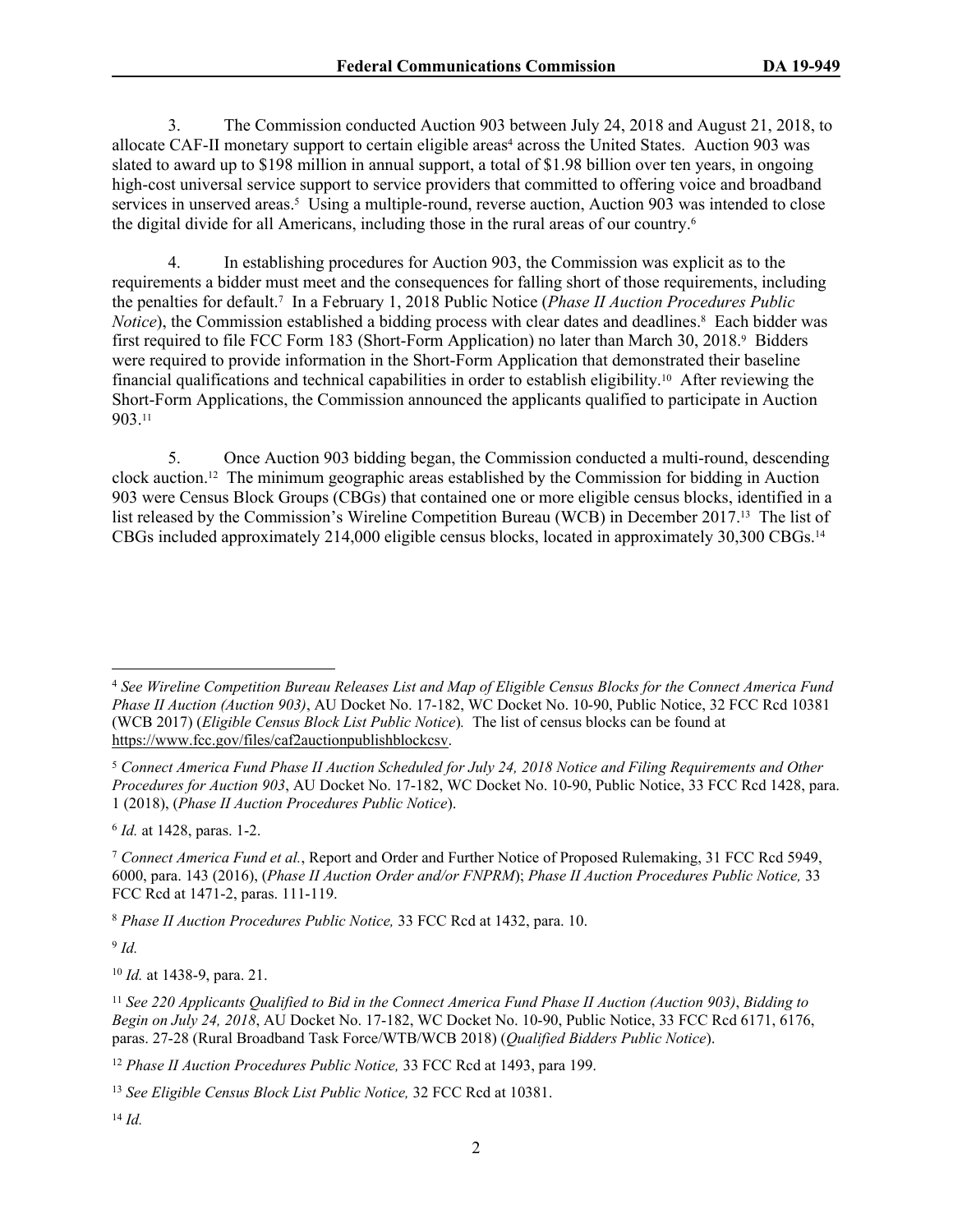3. The Commission conducted Auction 903 between July 24, 2018 and August 21, 2018, to allocate CAF-II monetary support to certain eligible areas[4] across the United States. Auction 903 was slated to award up to $198 million in annual support, a total of $1.98 billion over ten years, in ongoing high-cost universal service support to service providers that committed to offering voice and broadband services in unserved areas.[5] Using a multiple-round, reverse auction, Auction 903 was intended to close the digital divide for all Americans, including those in the rural areas of our country.[6]

4. In establishing procedures for Auction 903, the Commission was explicit as to the requirements a bidder must meet and the consequences for falling short of those requirements, including the penalties for default.[7] In a February 1, 2018 Public Notice (*Phase II Auction Procedures Public Notice*), the Commission established a bidding process with clear dates and deadlines.[8] Each bidder was first required to file FCC Form 183 (Short-Form Application) no later than March 30, 2018.[9] Bidders were required to provide information in the Short-Form Application that demonstrated their baseline financial qualifications and technical capabilities in order to establish eligibility.[10] After reviewing the Short-Form Applications, the Commission announced the applicants qualified to participate in Auction 903.[11]

5. Once Auction 903 bidding began, the Commission conducted a multi-round, descending clock auction.[12] The minimum geographic areas established by the Commission for bidding in Auction 903 were Census Block Groups (CBGs) that contained one or more eligible census blocks, identified in a list released by the Commission's Wireline Competition Bureau (WCB) in December 2017.[13] The list of CBGs included approximately 214,000 eligible census blocks, located in approximately 30,300 CBGs.[14]

---

[4] *See Wireline Competition Bureau Releases List and Map of Eligible Census Blocks for the Connect America Fund Phase II Auction (Auction 903)*, AU Docket No. 17-182, WC Docket No. 10-90, Public Notice, 32 FCC Rcd 10381 (WCB 2017) (*Eligible Census Block List Public Notice*). The list of census blocks can be found at https://www.fcc.gov/files/caf2auctionpublishblockcsv.

[5] *Connect America Fund Phase II Auction Scheduled for July 24, 2018 Notice and Filing Requirements and Other Procedures for Auction 903*, AU Docket No. 17-182, WC Docket No. 10-90, Public Notice, 33 FCC Rcd 1428, para. 1 (2018), (*Phase II Auction Procedures Public Notice*).

[6] *Id.* at 1428, paras. 1-2.

[7] *Connect America Fund et al.*, Report and Order and Further Notice of Proposed Rulemaking, 31 FCC Rcd 5949, 6000, para. 143 (2016), (*Phase II Auction Order and/or FNPRM*); *Phase II Auction Procedures Public Notice,* 33 FCC Rcd at 1471-2, paras. 111-119.

[8] *Phase II Auction Procedures Public Notice,* 33 FCC Rcd at 1432, para. 10.

[9] *Id.*

[10] *Id.* at 1438-9, para. 21.

[11] *See 220 Applicants Qualified to Bid in the Connect America Fund Phase II Auction (Auction 903)*, *Bidding to Begin on July 24, 2018*, AU Docket No. 17-182, WC Docket No. 10-90, Public Notice, 33 FCC Rcd 6171, 6176, paras. 27-28 (Rural Broadband Task Force/WTB/WCB 2018) (*Qualified Bidders Public Notice*).

[12] *Phase II Auction Procedures Public Notice,* 33 FCC Rcd at 1493, para 199.

[13] *See Eligible Census Block List Public Notice,* 32 FCC Rcd at 10381.

[14] *Id.*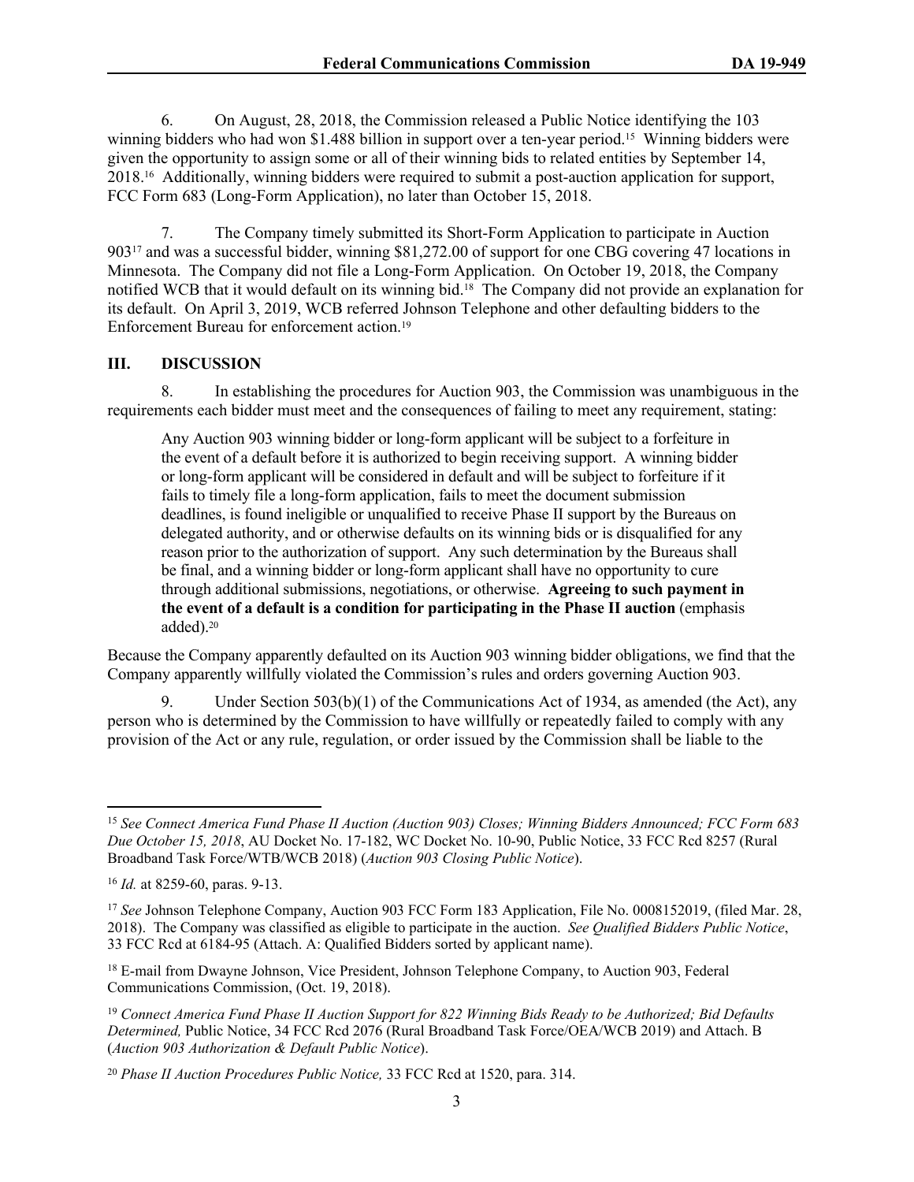6. On August, 28, 2018, the Commission released a Public Notice identifying the 103 winning bidders who had won $1.488 billion in support over a ten-year period.[15] Winning bidders were given the opportunity to assign some or all of their winning bids to related entities by September 14, 2018.[16] Additionally, winning bidders were required to submit a post-auction application for support, FCC Form 683 (Long-Form Application), no later than October 15, 2018.

7. The Company timely submitted its Short-Form Application to participate in Auction 903[17] and was a successful bidder, winning $81,272.00 of support for one CBG covering 47 locations in Minnesota. The Company did not file a Long-Form Application. On October 19, 2018, the Company notified WCB that it would default on its winning bid.[18] The Company did not provide an explanation for its default. On April 3, 2019, WCB referred Johnson Telephone and other defaulting bidders to the Enforcement Bureau for enforcement action.[19]

## III. DISCUSSION

8. In establishing the procedures for Auction 903, the Commission was unambiguous in the requirements each bidder must meet and the consequences of failing to meet any requirement, stating:

> Any Auction 903 winning bidder or long-form applicant will be subject to a forfeiture in the event of a default before it is authorized to begin receiving support. A winning bidder or long-form applicant will be considered in default and will be subject to forfeiture if it fails to timely file a long-form application, fails to meet the document submission deadlines, is found ineligible or unqualified to receive Phase II support by the Bureaus on delegated authority, and or otherwise defaults on its winning bids or is disqualified for any reason prior to the authorization of support. Any such determination by the Bureaus shall be final, and a winning bidder or long-form applicant shall have no opportunity to cure through additional submissions, negotiations, or otherwise. **Agreeing to such payment in the event of a default is a condition for participating in the Phase II auction** (emphasis added).[20]

Because the Company apparently defaulted on its Auction 903 winning bidder obligations, we find that the Company apparently willfully violated the Commission's rules and orders governing Auction 903.

9. Under Section 503(b)(1) of the Communications Act of 1934, as amended (the Act), any person who is determined by the Commission to have willfully or repeatedly failed to comply with any provision of the Act or any rule, regulation, or order issued by the Commission shall be liable to the

---

[15] *See Connect America Fund Phase II Auction (Auction 903) Closes; Winning Bidders Announced; FCC Form 683 Due October 15, 2018*, AU Docket No. 17-182, WC Docket No. 10-90, Public Notice, 33 FCC Rcd 8257 (Rural Broadband Task Force/WTB/WCB 2018) (*Auction 903 Closing Public Notice*).

[16] *Id.* at 8259-60, paras. 9-13.

[17] *See* Johnson Telephone Company, Auction 903 FCC Form 183 Application, File No. 0008152019, (filed Mar. 28, 2018). The Company was classified as eligible to participate in the auction. *See Qualified Bidders Public Notice*, 33 FCC Rcd at 6184-95 (Attach. A: Qualified Bidders sorted by applicant name).

[18] E-mail from Dwayne Johnson, Vice President, Johnson Telephone Company, to Auction 903, Federal Communications Commission, (Oct. 19, 2018).

[19] *Connect America Fund Phase II Auction Support for 822 Winning Bids Ready to be Authorized; Bid Defaults Determined,* Public Notice, 34 FCC Rcd 2076 (Rural Broadband Task Force/OEA/WCB 2019) and Attach. B (*Auction 903 Authorization & Default Public Notice*).

[20] *Phase II Auction Procedures Public Notice,* 33 FCC Rcd at 1520, para. 314.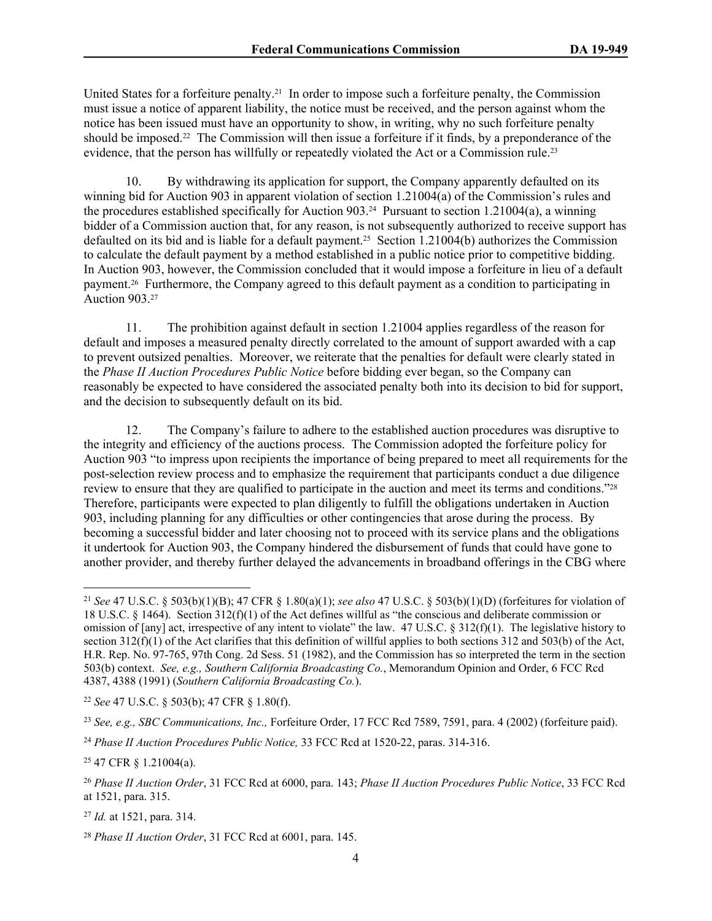United States for a forfeiture penalty.[21] In order to impose such a forfeiture penalty, the Commission must issue a notice of apparent liability, the notice must be received, and the person against whom the notice has been issued must have an opportunity to show, in writing, why no such forfeiture penalty should be imposed.[22] The Commission will then issue a forfeiture if it finds, by a preponderance of the evidence, that the person has willfully or repeatedly violated the Act or a Commission rule.[23]

10. By withdrawing its application for support, the Company apparently defaulted on its winning bid for Auction 903 in apparent violation of section 1.21004(a) of the Commission's rules and the procedures established specifically for Auction 903.[24] Pursuant to section 1.21004(a), a winning bidder of a Commission auction that, for any reason, is not subsequently authorized to receive support has defaulted on its bid and is liable for a default payment.[25] Section 1.21004(b) authorizes the Commission to calculate the default payment by a method established in a public notice prior to competitive bidding. In Auction 903, however, the Commission concluded that it would impose a forfeiture in lieu of a default payment.[26] Furthermore, the Company agreed to this default payment as a condition to participating in Auction 903.[27]

11. The prohibition against default in section 1.21004 applies regardless of the reason for default and imposes a measured penalty directly correlated to the amount of support awarded with a cap to prevent outsized penalties. Moreover, we reiterate that the penalties for default were clearly stated in the *Phase II Auction Procedures Public Notice* before bidding ever began, so the Company can reasonably be expected to have considered the associated penalty both into its decision to bid for support, and the decision to subsequently default on its bid.

12. The Company's failure to adhere to the established auction procedures was disruptive to the integrity and efficiency of the auctions process. The Commission adopted the forfeiture policy for Auction 903 "to impress upon recipients the importance of being prepared to meet all requirements for the post-selection review process and to emphasize the requirement that participants conduct a due diligence review to ensure that they are qualified to participate in the auction and meet its terms and conditions."[28] Therefore, participants were expected to plan diligently to fulfill the obligations undertaken in Auction 903, including planning for any difficulties or other contingencies that arose during the process. By becoming a successful bidder and later choosing not to proceed with its service plans and the obligations it undertook for Auction 903, the Company hindered the disbursement of funds that could have gone to another provider, and thereby further delayed the advancements in broadband offerings in the CBG where

---

[21] *See* 47 U.S.C. § 503(b)(1)(B); 47 CFR § 1.80(a)(1); *see also* 47 U.S.C. § 503(b)(1)(D) (forfeitures for violation of 18 U.S.C. § 1464). Section 312(f)(1) of the Act defines willful as "the conscious and deliberate commission or omission of [any] act, irrespective of any intent to violate" the law. 47 U.S.C. § 312(f)(1). The legislative history to section 312(f)(1) of the Act clarifies that this definition of willful applies to both sections 312 and 503(b) of the Act, H.R. Rep. No. 97-765, 97th Cong. 2d Sess. 51 (1982), and the Commission has so interpreted the term in the section 503(b) context. *See, e.g., Southern California Broadcasting Co.*, Memorandum Opinion and Order, 6 FCC Rcd 4387, 4388 (1991) (*Southern California Broadcasting Co.*).

[22] *See* 47 U.S.C. § 503(b); 47 CFR § 1.80(f).

[23] *See, e.g., SBC Communications, Inc.,* Forfeiture Order, 17 FCC Rcd 7589, 7591, para. 4 (2002) (forfeiture paid).

[24] *Phase II Auction Procedures Public Notice,* 33 FCC Rcd at 1520-22, paras. 314-316.

[25] 47 CFR § 1.21004(a).

[26] *Phase II Auction Order*, 31 FCC Rcd at 6000, para. 143; *Phase II Auction Procedures Public Notice*, 33 FCC Rcd at 1521, para. 315.

[27] *Id.* at 1521, para. 314.

[28] *Phase II Auction Order*, 31 FCC Rcd at 6001, para. 145.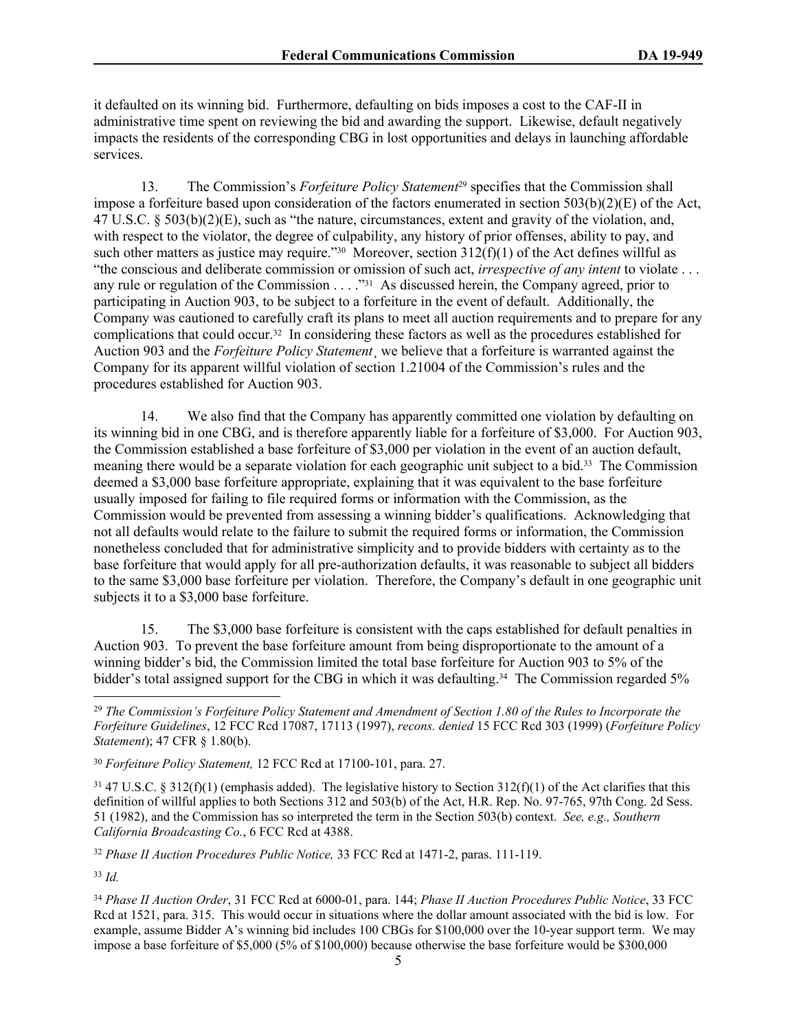it defaulted on its winning bid. Furthermore, defaulting on bids imposes a cost to the CAF-II in administrative time spent on reviewing the bid and awarding the support. Likewise, default negatively impacts the residents of the corresponding CBG in lost opportunities and delays in launching affordable services.

13. The Commission's *Forfeiture Policy Statement*[29] specifies that the Commission shall impose a forfeiture based upon consideration of the factors enumerated in section 503(b)(2)(E) of the Act, 47 U.S.C. § 503(b)(2)(E), such as "the nature, circumstances, extent and gravity of the violation, and, with respect to the violator, the degree of culpability, any history of prior offenses, ability to pay, and such other matters as justice may require."[30] Moreover, section 312(f)(1) of the Act defines willful as "the conscious and deliberate commission or omission of such act, *irrespective of any intent* to violate . . . any rule or regulation of the Commission . . . ."[31] As discussed herein, the Company agreed, prior to participating in Auction 903, to be subject to a forfeiture in the event of default. Additionally, the Company was cautioned to carefully craft its plans to meet all auction requirements and to prepare for any complications that could occur.[32] In considering these factors as well as the procedures established for Auction 903 and the *Forfeiture Policy Statement*, we believe that a forfeiture is warranted against the Company for its apparent willful violation of section 1.21004 of the Commission's rules and the procedures established for Auction 903.

14. We also find that the Company has apparently committed one violation by defaulting on its winning bid in one CBG, and is therefore apparently liable for a forfeiture of $3,000. For Auction 903, the Commission established a base forfeiture of $3,000 per violation in the event of an auction default, meaning there would be a separate violation for each geographic unit subject to a bid.[33] The Commission deemed a $3,000 base forfeiture appropriate, explaining that it was equivalent to the base forfeiture usually imposed for failing to file required forms or information with the Commission, as the Commission would be prevented from assessing a winning bidder's qualifications. Acknowledging that not all defaults would relate to the failure to submit the required forms or information, the Commission nonetheless concluded that for administrative simplicity and to provide bidders with certainty as to the base forfeiture that would apply for all pre-authorization defaults, it was reasonable to subject all bidders to the same $3,000 base forfeiture per violation. Therefore, the Company's default in one geographic unit subjects it to a $3,000 base forfeiture.

15. The $3,000 base forfeiture is consistent with the caps established for default penalties in Auction 903. To prevent the base forfeiture amount from being disproportionate to the amount of a winning bidder's bid, the Commission limited the total base forfeiture for Auction 903 to 5% of the bidder's total assigned support for the CBG in which it was defaulting.[34] The Commission regarded 5%

---

[29] *The Commission's Forfeiture Policy Statement and Amendment of Section 1.80 of the Rules to Incorporate the Forfeiture Guidelines*, 12 FCC Rcd 17087, 17113 (1997), *recons. denied* 15 FCC Rcd 303 (1999) (*Forfeiture Policy Statement*); 47 CFR § 1.80(b).

[30] *Forfeiture Policy Statement,* 12 FCC Rcd at 17100-101, para. 27.

[31] 47 U.S.C. § 312(f)(1) (emphasis added). The legislative history to Section 312(f)(1) of the Act clarifies that this definition of willful applies to both Sections 312 and 503(b) of the Act, H.R. Rep. No. 97-765, 97th Cong. 2d Sess. 51 (1982), and the Commission has so interpreted the term in the Section 503(b) context. *See, e.g., Southern California Broadcasting Co.*, 6 FCC Rcd at 4388.

[32] *Phase II Auction Procedures Public Notice,* 33 FCC Rcd at 1471-2, paras. 111-119.

[33] *Id.*

[34] *Phase II Auction Order*, 31 FCC Rcd at 6000-01, para. 144; *Phase II Auction Procedures Public Notice*, 33 FCC Rcd at 1521, para. 315. This would occur in situations where the dollar amount associated with the bid is low. For example, assume Bidder A's winning bid includes 100 CBGs for $100,000 over the 10-year support term. We may impose a base forfeiture of $5,000 (5% of $100,000) because otherwise the base forfeiture would be $300,000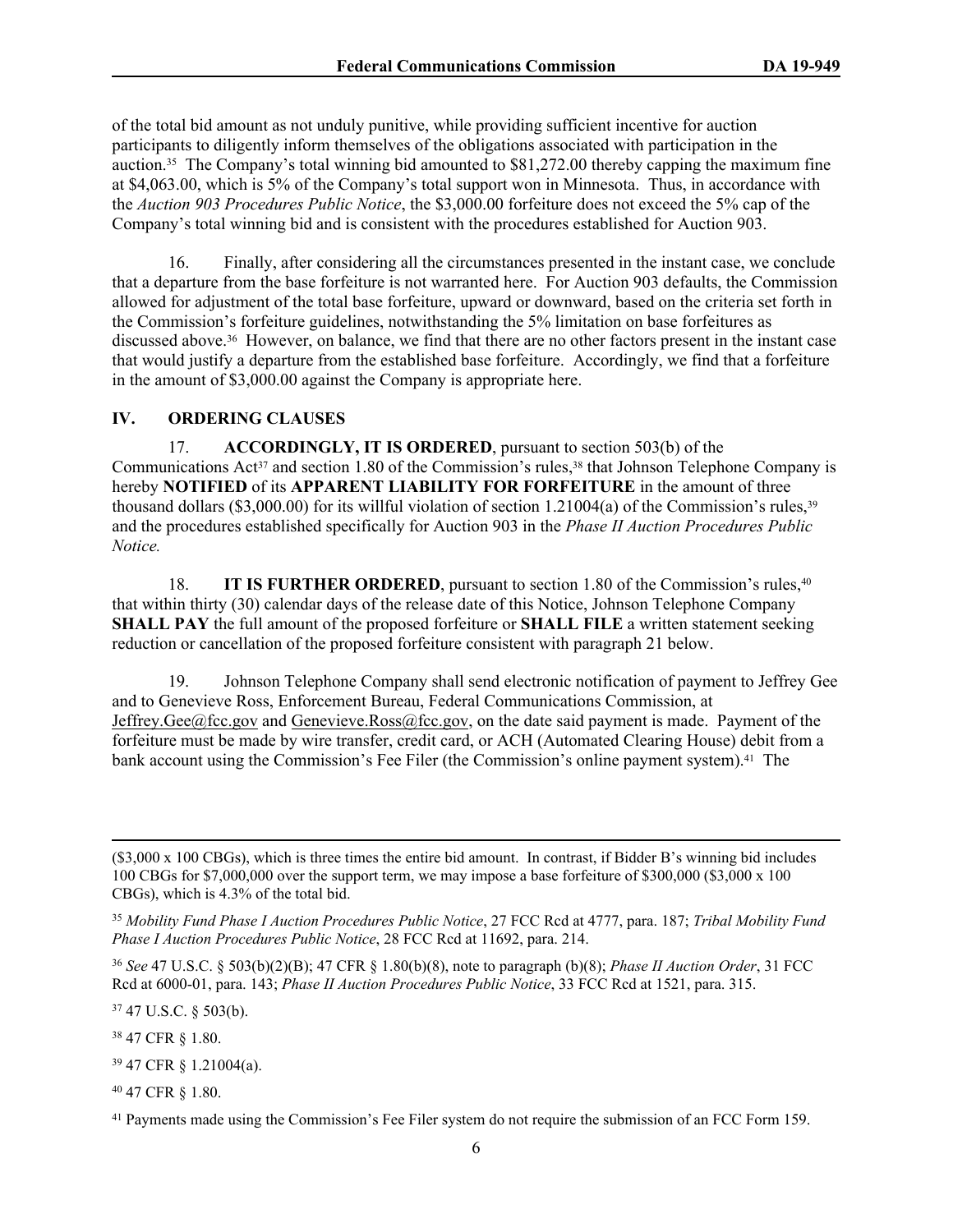of the total bid amount as not unduly punitive, while providing sufficient incentive for auction participants to diligently inform themselves of the obligations associated with participation in the auction.[35] The Company's total winning bid amounted to $81,272.00 thereby capping the maximum fine at $4,063.00, which is 5% of the Company's total support won in Minnesota. Thus, in accordance with the *Auction 903 Procedures Public Notice*, the $3,000.00 forfeiture does not exceed the 5% cap of the Company's total winning bid and is consistent with the procedures established for Auction 903.

16. Finally, after considering all the circumstances presented in the instant case, we conclude that a departure from the base forfeiture is not warranted here. For Auction 903 defaults, the Commission allowed for adjustment of the total base forfeiture, upward or downward, based on the criteria set forth in the Commission's forfeiture guidelines, notwithstanding the 5% limitation on base forfeitures as discussed above.[36] However, on balance, we find that there are no other factors present in the instant case that would justify a departure from the established base forfeiture. Accordingly, we find that a forfeiture in the amount of $3,000.00 against the Company is appropriate here.

## IV. ORDERING CLAUSES

17. **ACCORDINGLY, IT IS ORDERED**, pursuant to section 503(b) of the Communications Act[37] and section 1.80 of the Commission's rules,[38] that Johnson Telephone Company is hereby **NOTIFIED** of its **APPARENT LIABILITY FOR FORFEITURE** in the amount of three thousand dollars ($3,000.00) for its willful violation of section 1.21004(a) of the Commission's rules,[39] and the procedures established specifically for Auction 903 in the *Phase II Auction Procedures Public Notice.*

18. **IT IS FURTHER ORDERED**, pursuant to section 1.80 of the Commission's rules,[40] that within thirty (30) calendar days of the release date of this Notice, Johnson Telephone Company **SHALL PAY** the full amount of the proposed forfeiture or **SHALL FILE** a written statement seeking reduction or cancellation of the proposed forfeiture consistent with paragraph 21 below.

19. Johnson Telephone Company shall send electronic notification of payment to Jeffrey Gee and to Genevieve Ross, Enforcement Bureau, Federal Communications Commission, at Jeffrey.Gee@fcc.gov and Genevieve.Ross@fcc.gov, on the date said payment is made. Payment of the forfeiture must be made by wire transfer, credit card, or ACH (Automated Clearing House) debit from a bank account using the Commission's Fee Filer (the Commission's online payment system).[41] The

---

($3,000 x 100 CBGs), which is three times the entire bid amount. In contrast, if Bidder B's winning bid includes 100 CBGs for $7,000,000 over the support term, we may impose a base forfeiture of $300,000 ($3,000 x 100 CBGs), which is 4.3% of the total bid.

[35] *Mobility Fund Phase I Auction Procedures Public Notice*, 27 FCC Rcd at 4777, para. 187; *Tribal Mobility Fund Phase I Auction Procedures Public Notice*, 28 FCC Rcd at 11692, para. 214.

[36] *See* 47 U.S.C. § 503(b)(2)(B); 47 CFR § 1.80(b)(8), note to paragraph (b)(8); *Phase II Auction Order*, 31 FCC Rcd at 6000-01, para. 143; *Phase II Auction Procedures Public Notice*, 33 FCC Rcd at 1521, para. 315.

[37] 47 U.S.C. § 503(b).

[38] 47 CFR § 1.80.

[39] 47 CFR § 1.21004(a).

[40] 47 CFR § 1.80.

[41] Payments made using the Commission's Fee Filer system do not require the submission of an FCC Form 159.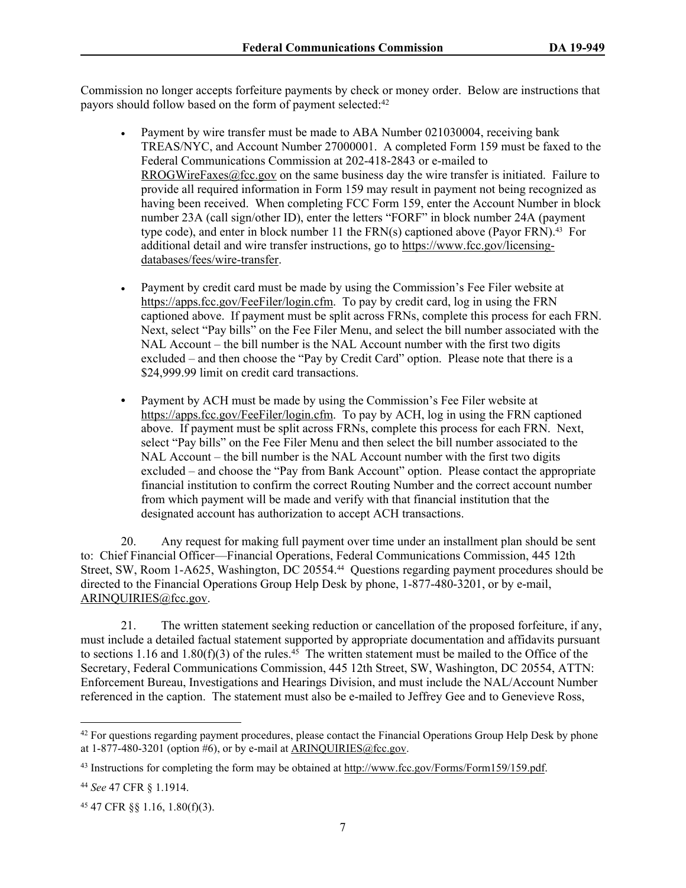Commission no longer accepts forfeiture payments by check or money order. Below are instructions that payors should follow based on the form of payment selected:[42]

- Payment by wire transfer must be made to ABA Number 021030004, receiving bank TREAS/NYC, and Account Number 27000001. A completed Form 159 must be faxed to the Federal Communications Commission at 202-418-2843 or e-mailed to RROGWireFaxes@fcc.gov on the same business day the wire transfer is initiated. Failure to provide all required information in Form 159 may result in payment not being recognized as having been received. When completing FCC Form 159, enter the Account Number in block number 23A (call sign/other ID), enter the letters "FORF" in block number 24A (payment type code), and enter in block number 11 the FRN(s) captioned above (Payor FRN).[43] For additional detail and wire transfer instructions, go to https://www.fcc.gov/licensing-databases/fees/wire-transfer.

- Payment by credit card must be made by using the Commission's Fee Filer website at https://apps.fcc.gov/FeeFiler/login.cfm. To pay by credit card, log in using the FRN captioned above. If payment must be split across FRNs, complete this process for each FRN. Next, select "Pay bills" on the Fee Filer Menu, and select the bill number associated with the NAL Account – the bill number is the NAL Account number with the first two digits excluded – and then choose the "Pay by Credit Card" option. Please note that there is a $24,999.99 limit on credit card transactions.

- Payment by ACH must be made by using the Commission's Fee Filer website at https://apps.fcc.gov/FeeFiler/login.cfm. To pay by ACH, log in using the FRN captioned above. If payment must be split across FRNs, complete this process for each FRN. Next, select "Pay bills" on the Fee Filer Menu and then select the bill number associated to the NAL Account – the bill number is the NAL Account number with the first two digits excluded – and choose the "Pay from Bank Account" option. Please contact the appropriate financial institution to confirm the correct Routing Number and the correct account number from which payment will be made and verify with that financial institution that the designated account has authorization to accept ACH transactions.

20. Any request for making full payment over time under an installment plan should be sent to: Chief Financial Officer—Financial Operations, Federal Communications Commission, 445 12th Street, SW, Room 1-A625, Washington, DC 20554.[44] Questions regarding payment procedures should be directed to the Financial Operations Group Help Desk by phone, 1-877-480-3201, or by e-mail, ARINQUIRIES@fcc.gov.

21. The written statement seeking reduction or cancellation of the proposed forfeiture, if any, must include a detailed factual statement supported by appropriate documentation and affidavits pursuant to sections 1.16 and 1.80(f)(3) of the rules.[45] The written statement must be mailed to the Office of the Secretary, Federal Communications Commission, 445 12th Street, SW, Washington, DC 20554, ATTN: Enforcement Bureau, Investigations and Hearings Division, and must include the NAL/Account Number referenced in the caption. The statement must also be e-mailed to Jeffrey Gee and to Genevieve Ross,

---

[42] For questions regarding payment procedures, please contact the Financial Operations Group Help Desk by phone at 1-877-480-3201 (option #6), or by e-mail at ARINQUIRIES@fcc.gov.

[43] Instructions for completing the form may be obtained at http://www.fcc.gov/Forms/Form159/159.pdf.

[44] *See* 47 CFR § 1.1914.

[45] 47 CFR §§ 1.16, 1.80(f)(3).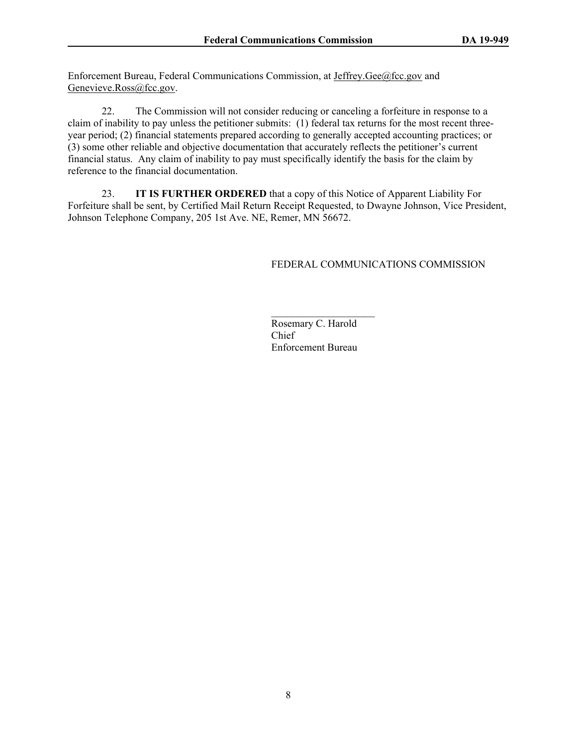Enforcement Bureau, Federal Communications Commission, at Jeffrey.Gee@fcc.gov and Genevieve.Ross@fcc.gov.

22. The Commission will not consider reducing or canceling a forfeiture in response to a claim of inability to pay unless the petitioner submits: (1) federal tax returns for the most recent three-year period; (2) financial statements prepared according to generally accepted accounting practices; or (3) some other reliable and objective documentation that accurately reflects the petitioner's current financial status. Any claim of inability to pay must specifically identify the basis for the claim by reference to the financial documentation.

23. **IT IS FURTHER ORDERED** that a copy of this Notice of Apparent Liability For Forfeiture shall be sent, by Certified Mail Return Receipt Requested, to Dwayne Johnson, Vice President, Johnson Telephone Company, 205 1st Ave. NE, Remer, MN 56672.

FEDERAL COMMUNICATIONS COMMISSION

\_\_\_\_\_\_\_\_\_\_\_\_\_\_\_\_\_\_\_\_

Rosemary C. Harold
Chief
Enforcement Bureau